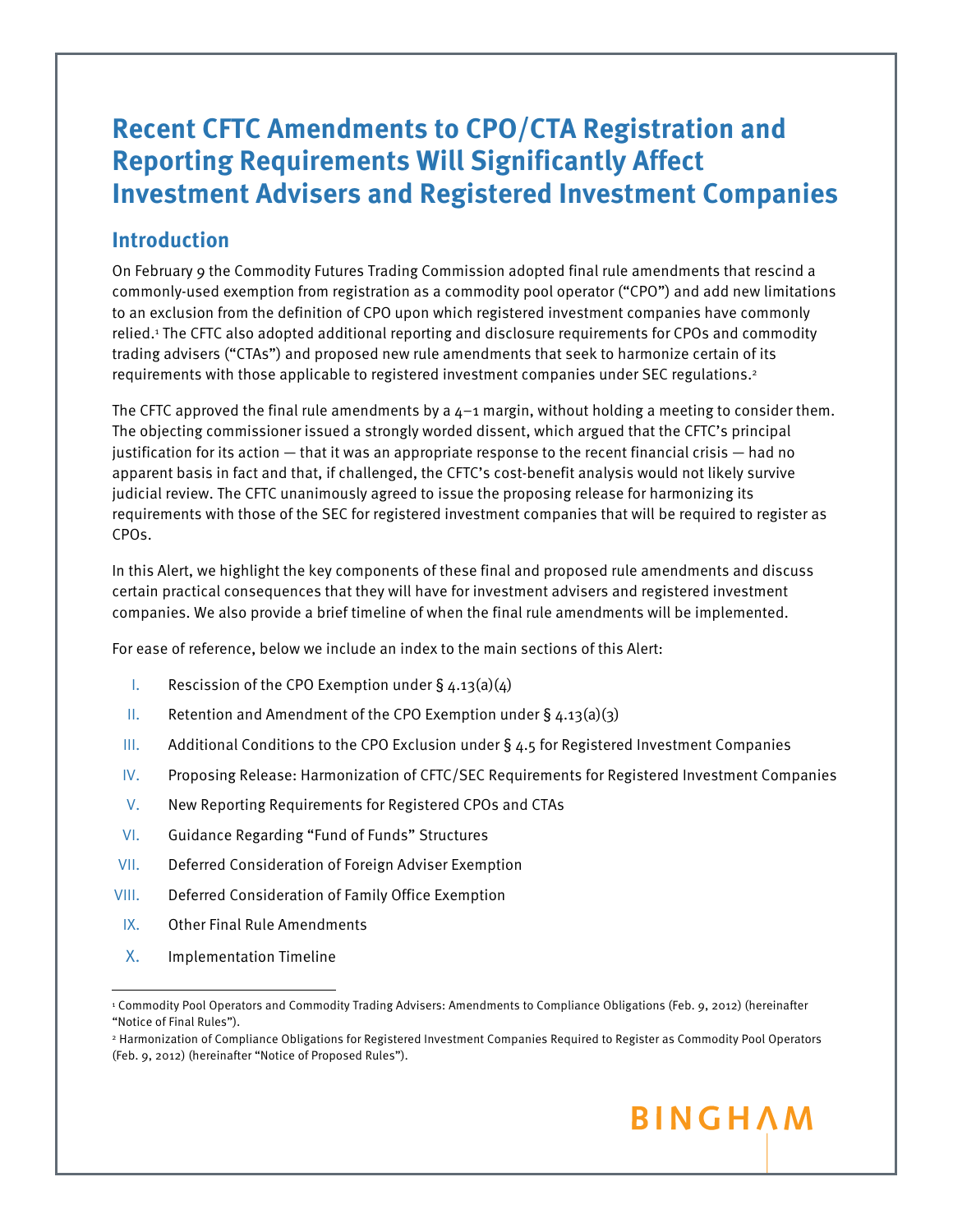# Recent CFTC Amendments to CPO/CTA Registration and Reporting Requirements Will Significantly Affect Investment Advisers and Registered Investment Companies

## Introduction

On February 9 the Commodity Futures Trading Commission adopted final rule amendments that rescind a commonly-used exemption from registration as a commodity pool operator ("CPO") and add new limitations to an exclusion from the definition of CPO upon which registered investment companies have commonly relied.[1] The CFTC also adopted additional reporting and disclosure requirements for CPOs and commodity trading advisers ("CTAs") and proposed new rule amendments that seek to harmonize certain of its requirements with those applicable to registered investment companies under SEC regulations.[2]

The CFTC approved the final rule amendments by a 4–1 margin, without holding a meeting to consider them. The objecting commissioner issued a strongly worded dissent, which argued that the CFTC's principal justification for its action — that it was an appropriate response to the recent financial crisis — had no apparent basis in fact and that, if challenged, the CFTC's cost-benefit analysis would not likely survive judicial review. The CFTC unanimously agreed to issue the proposing release for harmonizing its requirements with those of the SEC for registered investment companies that will be required to register as CPOs.

In this Alert, we highlight the key components of these final and proposed rule amendments and discuss certain practical consequences that they will have for investment advisers and registered investment companies. We also provide a brief timeline of when the final rule amendments will be implemented.

For ease of reference, below we include an index to the main sections of this Alert:

I. Rescission of the CPO Exemption under § 4.13(a)(4)
II. Retention and Amendment of the CPO Exemption under § 4.13(a)(3)
III. Additional Conditions to the CPO Exclusion under § 4.5 for Registered Investment Companies
IV. Proposing Release: Harmonization of CFTC/SEC Requirements for Registered Investment Companies
V. New Reporting Requirements for Registered CPOs and CTAs
VI. Guidance Regarding "Fund of Funds" Structures
VII. Deferred Consideration of Foreign Adviser Exemption
VIII. Deferred Consideration of Family Office Exemption
IX. Other Final Rule Amendments
X. Implementation Timeline

---

[1] Commodity Pool Operators and Commodity Trading Advisers: Amendments to Compliance Obligations (Feb. 9, 2012) (hereinafter "Notice of Final Rules").

[2] Harmonization of Compliance Obligations for Registered Investment Companies Required to Register as Commodity Pool Operators (Feb. 9, 2012) (hereinafter "Notice of Proposed Rules").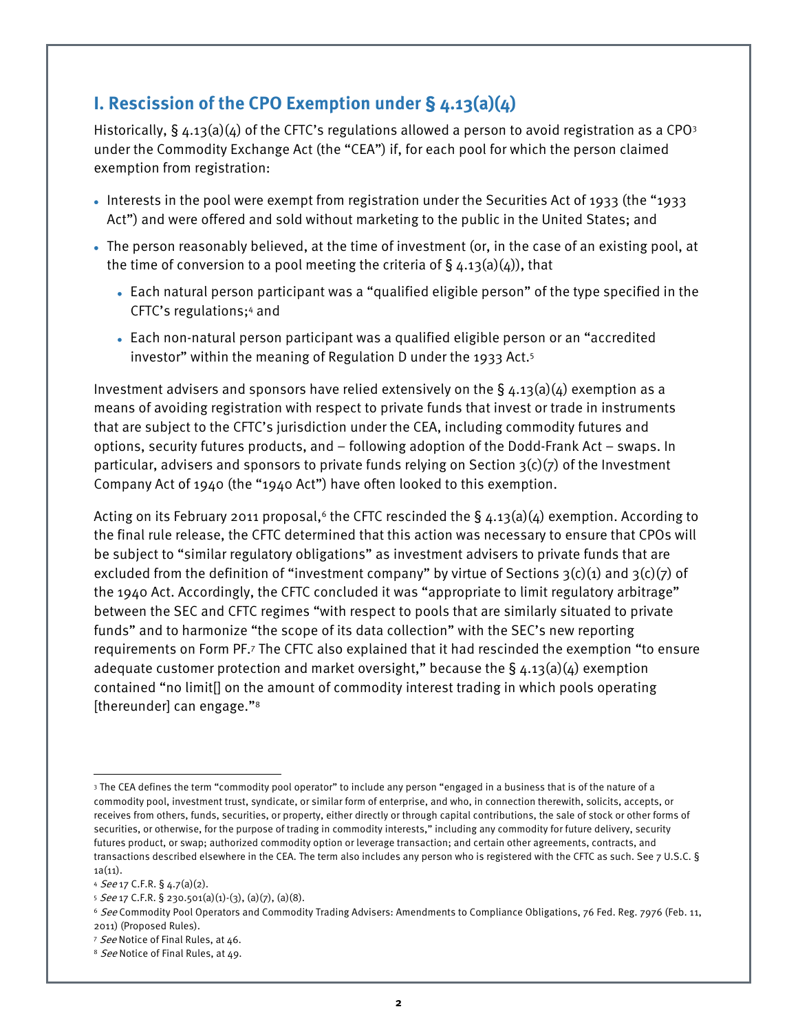## I. Rescission of the CPO Exemption under § 4.13(a)(4)

Historically, § 4.13(a)(4) of the CFTC's regulations allowed a person to avoid registration as a CPO[3] under the Commodity Exchange Act (the "CEA") if, for each pool for which the person claimed exemption from registration:

- Interests in the pool were exempt from registration under the Securities Act of 1933 (the "1933 Act") and were offered and sold without marketing to the public in the United States; and
- The person reasonably believed, at the time of investment (or, in the case of an existing pool, at the time of conversion to a pool meeting the criteria of § 4.13(a)(4)), that
  - Each natural person participant was a "qualified eligible person" of the type specified in the CFTC's regulations;[4] and
  - Each non-natural person participant was a qualified eligible person or an "accredited investor" within the meaning of Regulation D under the 1933 Act.[5]

Investment advisers and sponsors have relied extensively on the § 4.13(a)(4) exemption as a means of avoiding registration with respect to private funds that invest or trade in instruments that are subject to the CFTC's jurisdiction under the CEA, including commodity futures and options, security futures products, and – following adoption of the Dodd-Frank Act – swaps. In particular, advisers and sponsors to private funds relying on Section 3(c)(7) of the Investment Company Act of 1940 (the "1940 Act") have often looked to this exemption.

Acting on its February 2011 proposal,[6] the CFTC rescinded the § 4.13(a)(4) exemption. According to the final rule release, the CFTC determined that this action was necessary to ensure that CPOs will be subject to "similar regulatory obligations" as investment advisers to private funds that are excluded from the definition of "investment company" by virtue of Sections 3(c)(1) and 3(c)(7) of the 1940 Act. Accordingly, the CFTC concluded it was "appropriate to limit regulatory arbitrage" between the SEC and CFTC regimes "with respect to pools that are similarly situated to private funds" and to harmonize "the scope of its data collection" with the SEC's new reporting requirements on Form PF.[7] The CFTC also explained that it had rescinded the exemption "to ensure adequate customer protection and market oversight," because the § 4.13(a)(4) exemption contained "no limit[] on the amount of commodity interest trading in which pools operating [thereunder] can engage."[8]

---

[3] The CEA defines the term "commodity pool operator" to include any person "engaged in a business that is of the nature of a commodity pool, investment trust, syndicate, or similar form of enterprise, and who, in connection therewith, solicits, accepts, or receives from others, funds, securities, or property, either directly or through capital contributions, the sale of stock or other forms of securities, or otherwise, for the purpose of trading in commodity interests," including any commodity for future delivery, security futures product, or swap; authorized commodity option or leverage transaction; and certain other agreements, contracts, and transactions described elsewhere in the CEA. The term also includes any person who is registered with the CFTC as such. See 7 U.S.C. § 1a(11).

[4] *See* 17 C.F.R. § 4.7(a)(2).

[5] *See* 17 C.F.R. § 230.501(a)(1)-(3), (a)(7), (a)(8).

[6] *See* Commodity Pool Operators and Commodity Trading Advisers: Amendments to Compliance Obligations, 76 Fed. Reg. 7976 (Feb. 11, 2011) (Proposed Rules).

[7] *See* Notice of Final Rules, at 46.

[8] *See* Notice of Final Rules, at 49.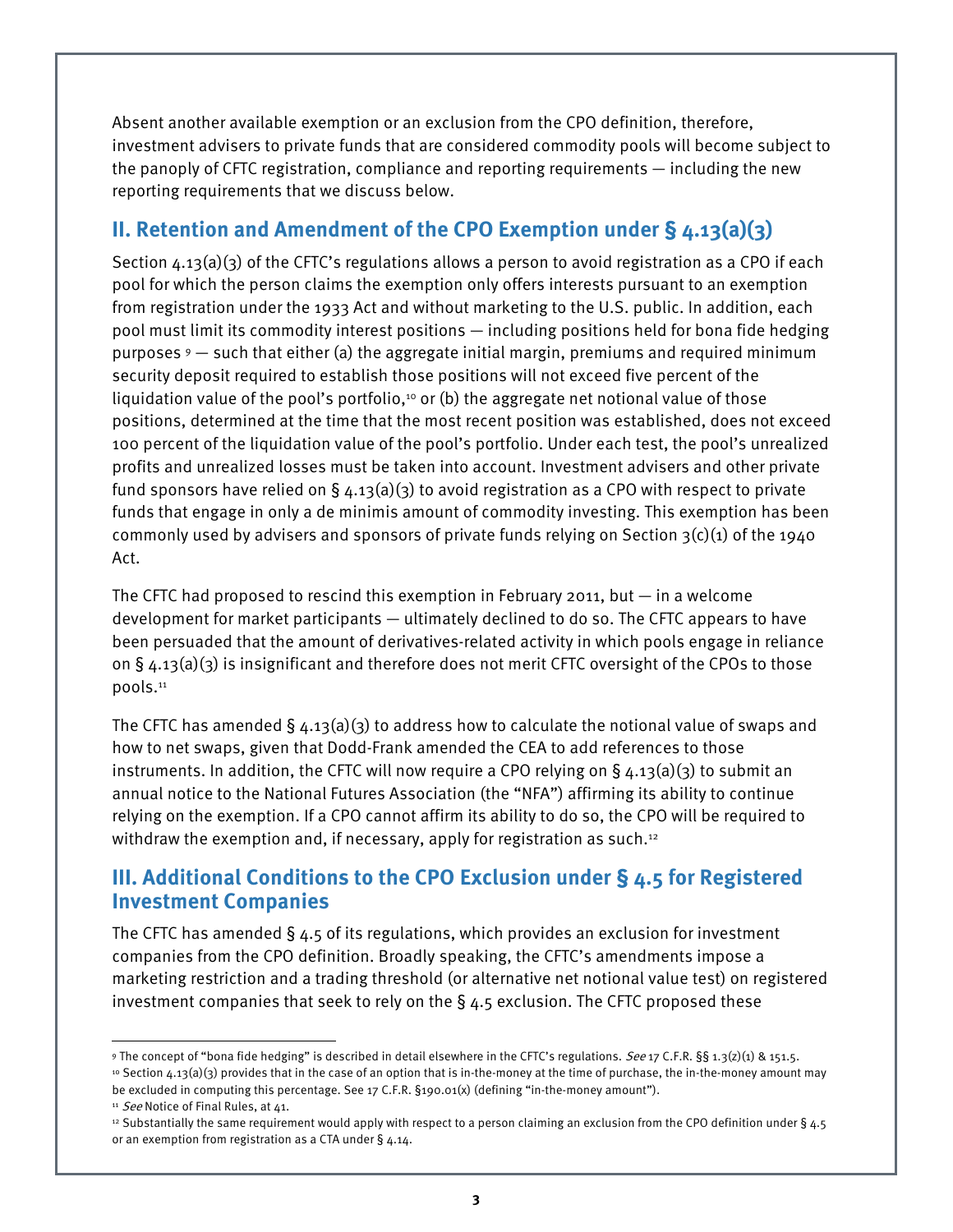Absent another available exemption or an exclusion from the CPO definition, therefore, investment advisers to private funds that are considered commodity pools will become subject to the panoply of CFTC registration, compliance and reporting requirements — including the new reporting requirements that we discuss below.

## II. Retention and Amendment of the CPO Exemption under § 4.13(a)(3)

Section 4.13(a)(3) of the CFTC's regulations allows a person to avoid registration as a CPO if each pool for which the person claims the exemption only offers interests pursuant to an exemption from registration under the 1933 Act and without marketing to the U.S. public. In addition, each pool must limit its commodity interest positions — including positions held for bona fide hedging purposes [9] — such that either (a) the aggregate initial margin, premiums and required minimum security deposit required to establish those positions will not exceed five percent of the liquidation value of the pool's portfolio,[10] or (b) the aggregate net notional value of those positions, determined at the time that the most recent position was established, does not exceed 100 percent of the liquidation value of the pool's portfolio. Under each test, the pool's unrealized profits and unrealized losses must be taken into account. Investment advisers and other private fund sponsors have relied on § 4.13(a)(3) to avoid registration as a CPO with respect to private funds that engage in only a de minimis amount of commodity investing. This exemption has been commonly used by advisers and sponsors of private funds relying on Section 3(c)(1) of the 1940 Act.

The CFTC had proposed to rescind this exemption in February 2011, but — in a welcome development for market participants — ultimately declined to do so. The CFTC appears to have been persuaded that the amount of derivatives-related activity in which pools engage in reliance on § 4.13(a)(3) is insignificant and therefore does not merit CFTC oversight of the CPOs to those pools.[11]

The CFTC has amended § 4.13(a)(3) to address how to calculate the notional value of swaps and how to net swaps, given that Dodd-Frank amended the CEA to add references to those instruments. In addition, the CFTC will now require a CPO relying on § 4.13(a)(3) to submit an annual notice to the National Futures Association (the "NFA") affirming its ability to continue relying on the exemption. If a CPO cannot affirm its ability to do so, the CPO will be required to withdraw the exemption and, if necessary, apply for registration as such.[12]

## III. Additional Conditions to the CPO Exclusion under § 4.5 for Registered Investment Companies

The CFTC has amended § 4.5 of its regulations, which provides an exclusion for investment companies from the CPO definition. Broadly speaking, the CFTC's amendments impose a marketing restriction and a trading threshold (or alternative net notional value test) on registered investment companies that seek to rely on the § 4.5 exclusion. The CFTC proposed these

---

[9] The concept of "bona fide hedging" is described in detail elsewhere in the CFTC's regulations. *See* 17 C.F.R. §§ 1.3(z)(1) & 151.5.

[10] Section 4.13(a)(3) provides that in the case of an option that is in-the-money at the time of purchase, the in-the-money amount may be excluded in computing this percentage. See 17 C.F.R. §190.01(x) (defining "in-the-money amount").

[11] *See* Notice of Final Rules, at 41.

[12] Substantially the same requirement would apply with respect to a person claiming an exclusion from the CPO definition under § 4.5 or an exemption from registration as a CTA under § 4.14.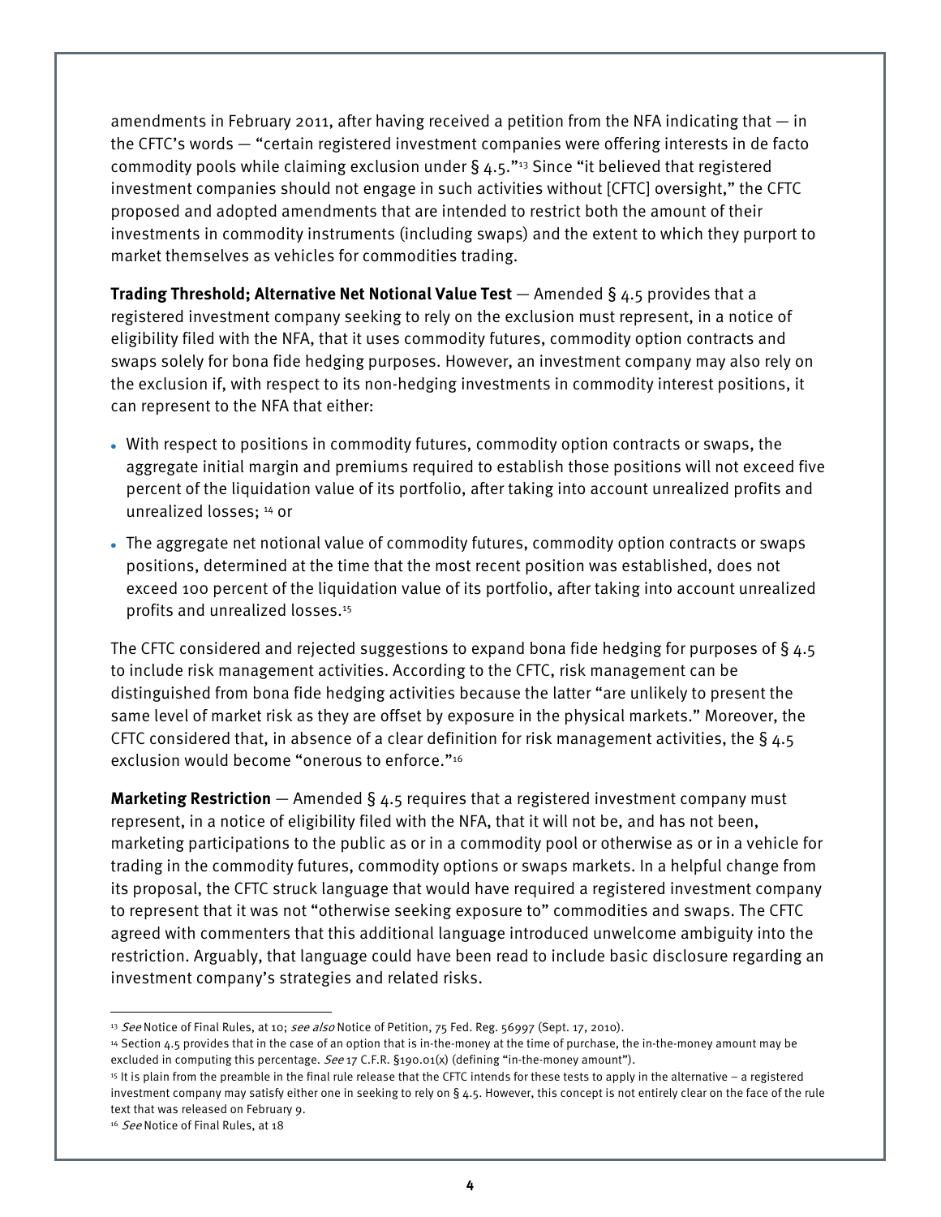amendments in February 2011, after having received a petition from the NFA indicating that — in the CFTC's words — "certain registered investment companies were offering interests in de facto commodity pools while claiming exclusion under § 4.5."[13] Since "it believed that registered investment companies should not engage in such activities without [CFTC] oversight," the CFTC proposed and adopted amendments that are intended to restrict both the amount of their investments in commodity instruments (including swaps) and the extent to which they purport to market themselves as vehicles for commodities trading.

**Trading Threshold; Alternative Net Notional Value Test** — Amended § 4.5 provides that a registered investment company seeking to rely on the exclusion must represent, in a notice of eligibility filed with the NFA, that it uses commodity futures, commodity option contracts and swaps solely for bona fide hedging purposes. However, an investment company may also rely on the exclusion if, with respect to its non-hedging investments in commodity interest positions, it can represent to the NFA that either:

- With respect to positions in commodity futures, commodity option contracts or swaps, the aggregate initial margin and premiums required to establish those positions will not exceed five percent of the liquidation value of its portfolio, after taking into account unrealized profits and unrealized losses; [14] or
- The aggregate net notional value of commodity futures, commodity option contracts or swaps positions, determined at the time that the most recent position was established, does not exceed 100 percent of the liquidation value of its portfolio, after taking into account unrealized profits and unrealized losses.[15]

The CFTC considered and rejected suggestions to expand bona fide hedging for purposes of § 4.5 to include risk management activities. According to the CFTC, risk management can be distinguished from bona fide hedging activities because the latter "are unlikely to present the same level of market risk as they are offset by exposure in the physical markets." Moreover, the CFTC considered that, in absence of a clear definition for risk management activities, the § 4.5 exclusion would become "onerous to enforce."[16]

**Marketing Restriction** — Amended § 4.5 requires that a registered investment company must represent, in a notice of eligibility filed with the NFA, that it will not be, and has not been, marketing participations to the public as or in a commodity pool or otherwise as or in a vehicle for trading in the commodity futures, commodity options or swaps markets. In a helpful change from its proposal, the CFTC struck language that would have required a registered investment company to represent that it was not "otherwise seeking exposure to" commodities and swaps. The CFTC agreed with commenters that this additional language introduced unwelcome ambiguity into the restriction. Arguably, that language could have been read to include basic disclosure regarding an investment company's strategies and related risks.

---

[13] *See* Notice of Final Rules, at 10; *see also* Notice of Petition, 75 Fed. Reg. 56997 (Sept. 17, 2010).

[14] Section 4.5 provides that in the case of an option that is in-the-money at the time of purchase, the in-the-money amount may be excluded in computing this percentage. *See* 17 C.F.R. §190.01(x) (defining "in-the-money amount").

[15] It is plain from the preamble in the final rule release that the CFTC intends for these tests to apply in the alternative – a registered investment company may satisfy either one in seeking to rely on § 4.5. However, this concept is not entirely clear on the face of the rule text that was released on February 9.

[16] *See* Notice of Final Rules, at 18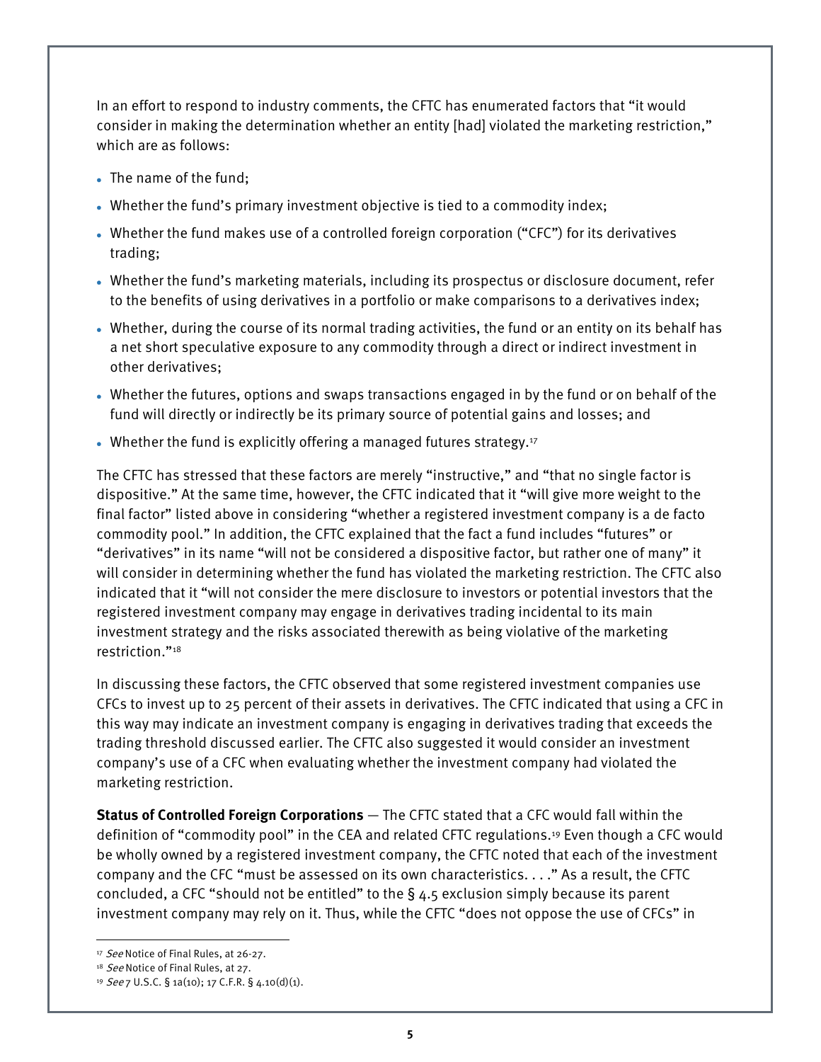In an effort to respond to industry comments, the CFTC has enumerated factors that "it would consider in making the determination whether an entity [had] violated the marketing restriction," which are as follows:

- The name of the fund;
- Whether the fund's primary investment objective is tied to a commodity index;
- Whether the fund makes use of a controlled foreign corporation ("CFC") for its derivatives trading;
- Whether the fund's marketing materials, including its prospectus or disclosure document, refer to the benefits of using derivatives in a portfolio or make comparisons to a derivatives index;
- Whether, during the course of its normal trading activities, the fund or an entity on its behalf has a net short speculative exposure to any commodity through a direct or indirect investment in other derivatives;
- Whether the futures, options and swaps transactions engaged in by the fund or on behalf of the fund will directly or indirectly be its primary source of potential gains and losses; and
- Whether the fund is explicitly offering a managed futures strategy.[17]

The CFTC has stressed that these factors are merely "instructive," and "that no single factor is dispositive." At the same time, however, the CFTC indicated that it "will give more weight to the final factor" listed above in considering "whether a registered investment company is a de facto commodity pool." In addition, the CFTC explained that the fact a fund includes "futures" or "derivatives" in its name "will not be considered a dispositive factor, but rather one of many" it will consider in determining whether the fund has violated the marketing restriction. The CFTC also indicated that it "will not consider the mere disclosure to investors or potential investors that the registered investment company may engage in derivatives trading incidental to its main investment strategy and the risks associated therewith as being violative of the marketing restriction."[18]

In discussing these factors, the CFTC observed that some registered investment companies use CFCs to invest up to 25 percent of their assets in derivatives. The CFTC indicated that using a CFC in this way may indicate an investment company is engaging in derivatives trading that exceeds the trading threshold discussed earlier. The CFTC also suggested it would consider an investment company's use of a CFC when evaluating whether the investment company had violated the marketing restriction.

**Status of Controlled Foreign Corporations** — The CFTC stated that a CFC would fall within the definition of "commodity pool" in the CEA and related CFTC regulations.[19] Even though a CFC would be wholly owned by a registered investment company, the CFTC noted that each of the investment company and the CFC "must be assessed on its own characteristics. . . ." As a result, the CFTC concluded, a CFC "should not be entitled" to the § 4.5 exclusion simply because its parent investment company may rely on it. Thus, while the CFTC "does not oppose the use of CFCs" in

[17] *See* Notice of Final Rules, at 26-27.

[18] *See* Notice of Final Rules, at 27.

[19] *See* 7 U.S.C. § 1a(10); 17 C.F.R. § 4.10(d)(1).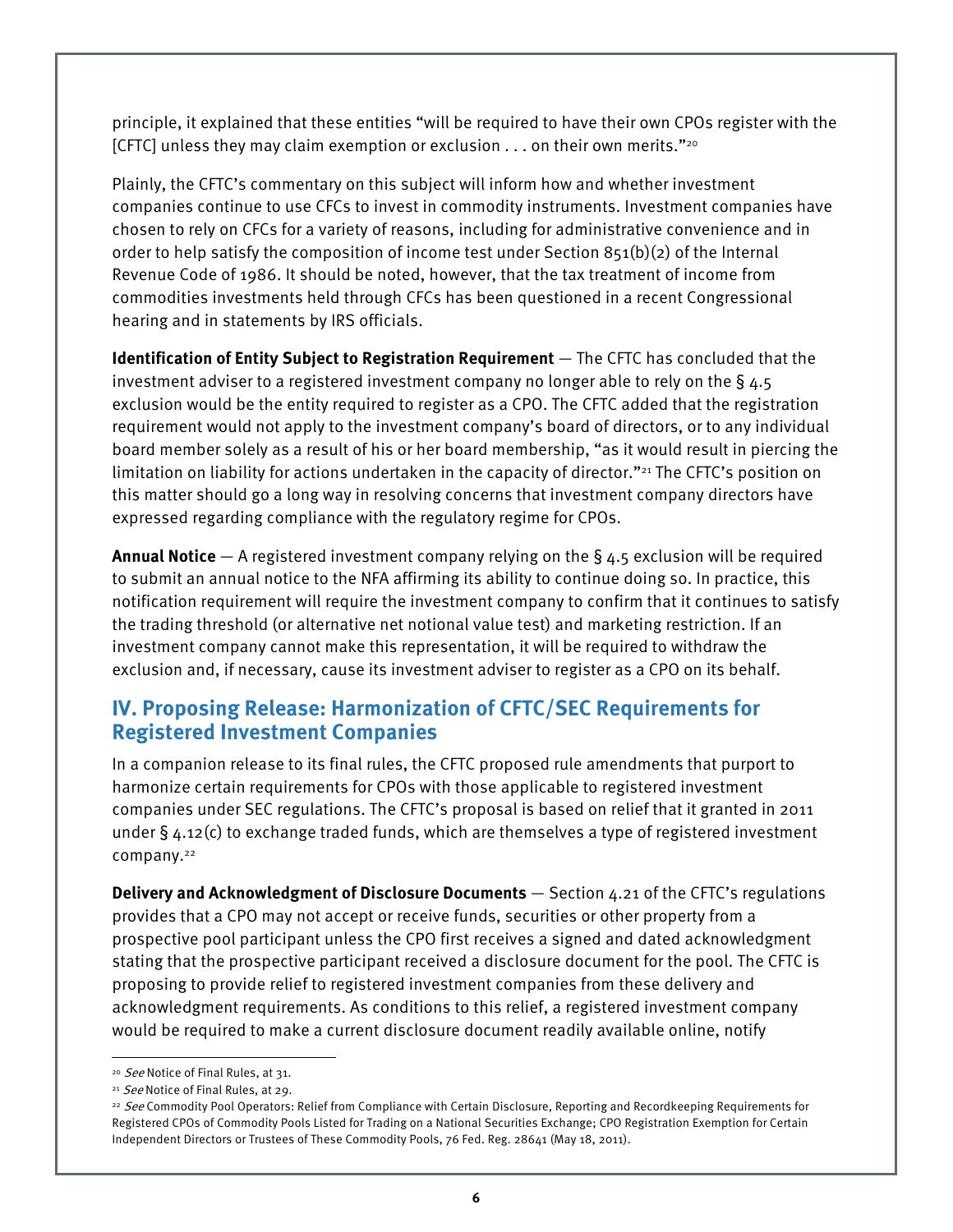principle, it explained that these entities "will be required to have their own CPOs register with the [CFTC] unless they may claim exemption or exclusion . . . on their own merits."[20]

Plainly, the CFTC's commentary on this subject will inform how and whether investment companies continue to use CFCs to invest in commodity instruments. Investment companies have chosen to rely on CFCs for a variety of reasons, including for administrative convenience and in order to help satisfy the composition of income test under Section 851(b)(2) of the Internal Revenue Code of 1986. It should be noted, however, that the tax treatment of income from commodities investments held through CFCs has been questioned in a recent Congressional hearing and in statements by IRS officials.

**Identification of Entity Subject to Registration Requirement** — The CFTC has concluded that the investment adviser to a registered investment company no longer able to rely on the § 4.5 exclusion would be the entity required to register as a CPO. The CFTC added that the registration requirement would not apply to the investment company's board of directors, or to any individual board member solely as a result of his or her board membership, "as it would result in piercing the limitation on liability for actions undertaken in the capacity of director."[21] The CFTC's position on this matter should go a long way in resolving concerns that investment company directors have expressed regarding compliance with the regulatory regime for CPOs.

**Annual Notice** — A registered investment company relying on the § 4.5 exclusion will be required to submit an annual notice to the NFA affirming its ability to continue doing so. In practice, this notification requirement will require the investment company to confirm that it continues to satisfy the trading threshold (or alternative net notional value test) and marketing restriction. If an investment company cannot make this representation, it will be required to withdraw the exclusion and, if necessary, cause its investment adviser to register as a CPO on its behalf.

## IV. Proposing Release: Harmonization of CFTC/SEC Requirements for Registered Investment Companies

In a companion release to its final rules, the CFTC proposed rule amendments that purport to harmonize certain requirements for CPOs with those applicable to registered investment companies under SEC regulations. The CFTC's proposal is based on relief that it granted in 2011 under § 4.12(c) to exchange traded funds, which are themselves a type of registered investment company.[22]

**Delivery and Acknowledgment of Disclosure Documents** — Section 4.21 of the CFTC's regulations provides that a CPO may not accept or receive funds, securities or other property from a prospective pool participant unless the CPO first receives a signed and dated acknowledgment stating that the prospective participant received a disclosure document for the pool. The CFTC is proposing to provide relief to registered investment companies from these delivery and acknowledgment requirements. As conditions to this relief, a registered investment company would be required to make a current disclosure document readily available online, notify

---

[20] *See* Notice of Final Rules, at 31.

[21] *See* Notice of Final Rules, at 29.

[22] *See* Commodity Pool Operators: Relief from Compliance with Certain Disclosure, Reporting and Recordkeeping Requirements for Registered CPOs of Commodity Pools Listed for Trading on a National Securities Exchange; CPO Registration Exemption for Certain Independent Directors or Trustees of These Commodity Pools, 76 Fed. Reg. 28641 (May 18, 2011).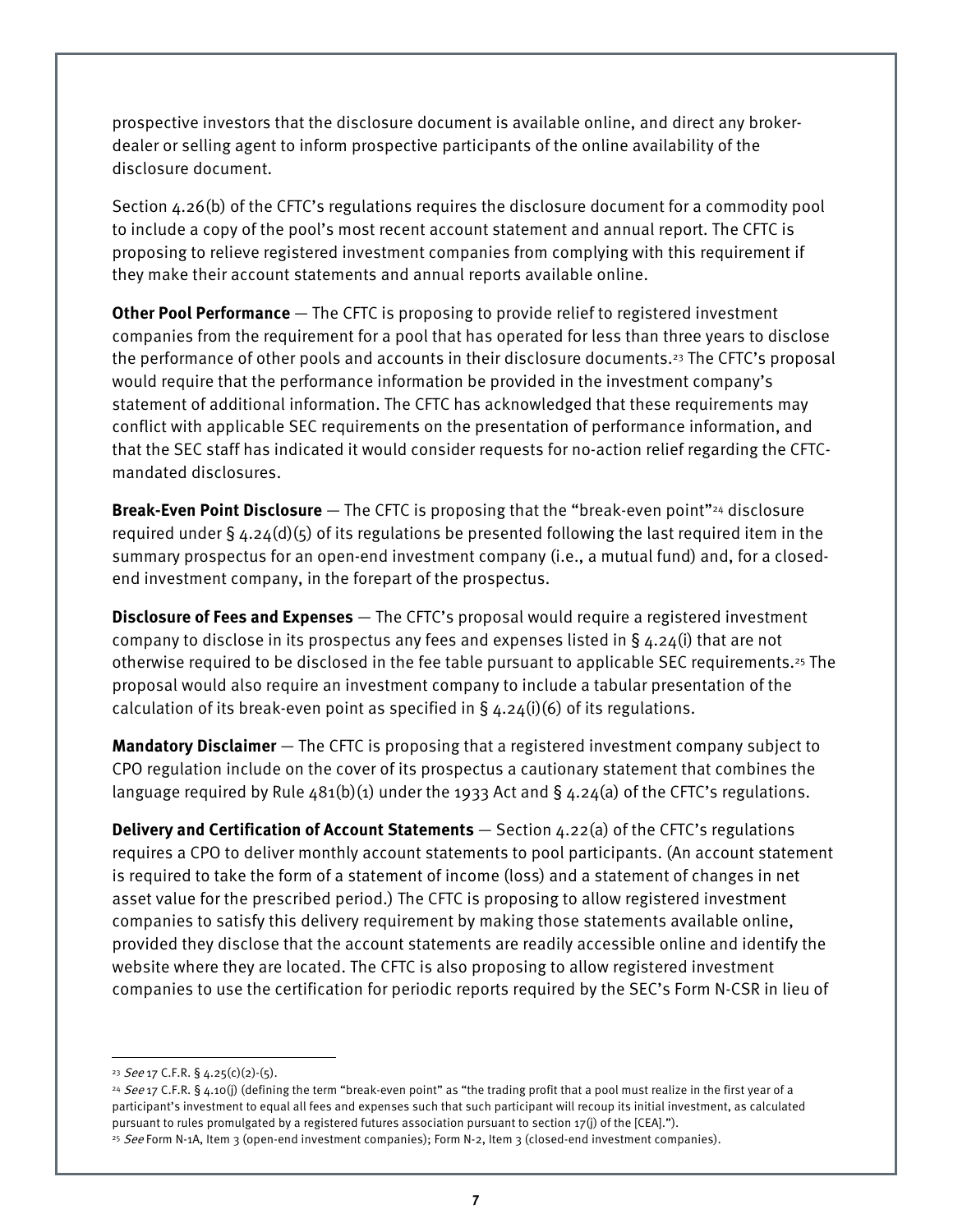prospective investors that the disclosure document is available online, and direct any broker-dealer or selling agent to inform prospective participants of the online availability of the disclosure document.

Section 4.26(b) of the CFTC's regulations requires the disclosure document for a commodity pool to include a copy of the pool's most recent account statement and annual report. The CFTC is proposing to relieve registered investment companies from complying with this requirement if they make their account statements and annual reports available online.

**Other Pool Performance** — The CFTC is proposing to provide relief to registered investment companies from the requirement for a pool that has operated for less than three years to disclose the performance of other pools and accounts in their disclosure documents.[23] The CFTC's proposal would require that the performance information be provided in the investment company's statement of additional information. The CFTC has acknowledged that these requirements may conflict with applicable SEC requirements on the presentation of performance information, and that the SEC staff has indicated it would consider requests for no-action relief regarding the CFTC-mandated disclosures.

**Break-Even Point Disclosure** — The CFTC is proposing that the "break-even point"[24] disclosure required under § 4.24(d)(5) of its regulations be presented following the last required item in the summary prospectus for an open-end investment company (i.e., a mutual fund) and, for a closed-end investment company, in the forepart of the prospectus.

**Disclosure of Fees and Expenses** — The CFTC's proposal would require a registered investment company to disclose in its prospectus any fees and expenses listed in § 4.24(i) that are not otherwise required to be disclosed in the fee table pursuant to applicable SEC requirements.[25] The proposal would also require an investment company to include a tabular presentation of the calculation of its break-even point as specified in § 4.24(i)(6) of its regulations.

**Mandatory Disclaimer** — The CFTC is proposing that a registered investment company subject to CPO regulation include on the cover of its prospectus a cautionary statement that combines the language required by Rule 481(b)(1) under the 1933 Act and § 4.24(a) of the CFTC's regulations.

**Delivery and Certification of Account Statements** — Section 4.22(a) of the CFTC's regulations requires a CPO to deliver monthly account statements to pool participants. (An account statement is required to take the form of a statement of income (loss) and a statement of changes in net asset value for the prescribed period.) The CFTC is proposing to allow registered investment companies to satisfy this delivery requirement by making those statements available online, provided they disclose that the account statements are readily accessible online and identify the website where they are located. The CFTC is also proposing to allow registered investment companies to use the certification for periodic reports required by the SEC's Form N-CSR in lieu of

---

[23] *See* 17 C.F.R. § 4.25(c)(2)-(5).

[24] *See* 17 C.F.R. § 4.10(j) (defining the term "break-even point" as "the trading profit that a pool must realize in the first year of a participant's investment to equal all fees and expenses such that such participant will recoup its initial investment, as calculated pursuant to rules promulgated by a registered futures association pursuant to section 17(j) of the [CEA].").

[25] *See* Form N-1A, Item 3 (open-end investment companies); Form N-2, Item 3 (closed-end investment companies).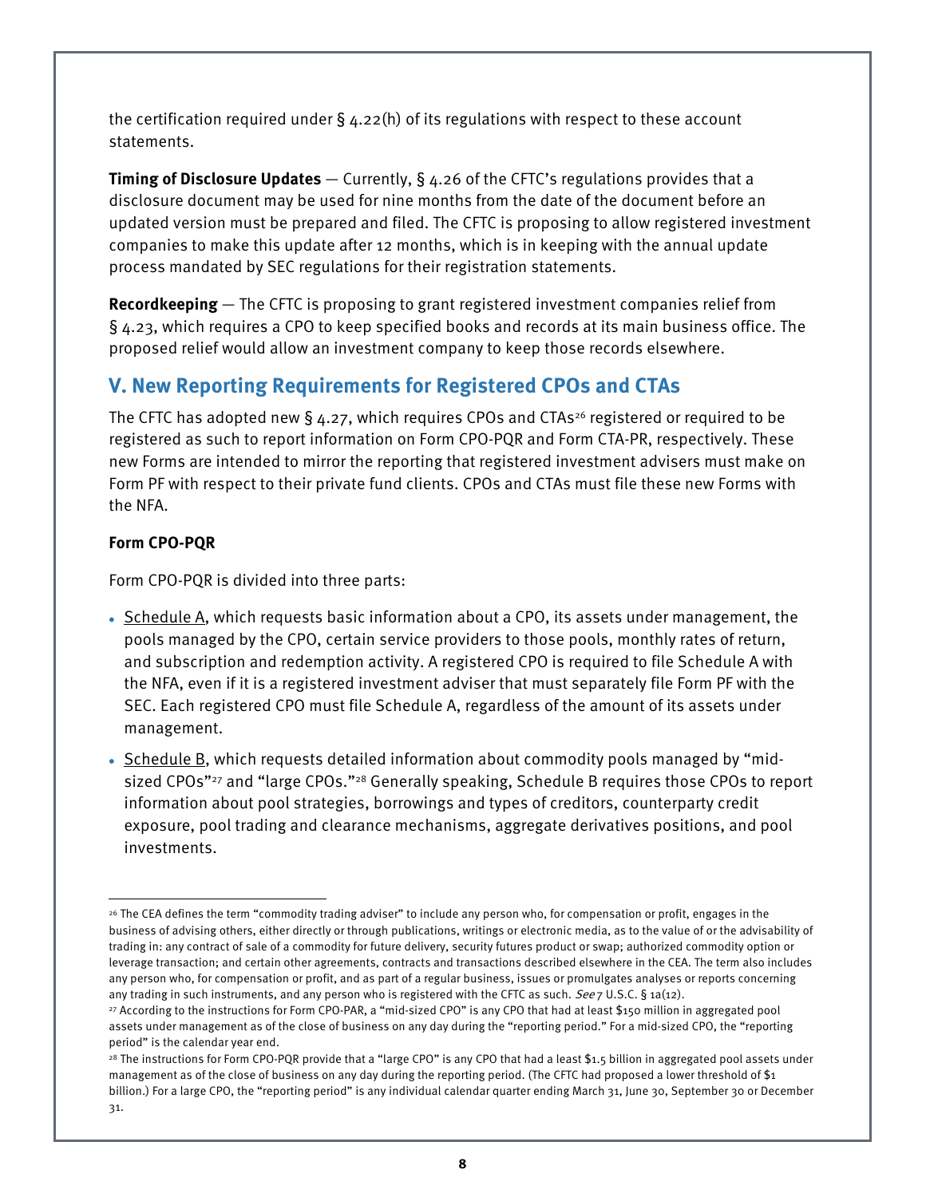the certification required under § 4.22(h) of its regulations with respect to these account statements.

**Timing of Disclosure Updates** — Currently, § 4.26 of the CFTC's regulations provides that a disclosure document may be used for nine months from the date of the document before an updated version must be prepared and filed. The CFTC is proposing to allow registered investment companies to make this update after 12 months, which is in keeping with the annual update process mandated by SEC regulations for their registration statements.

**Recordkeeping** — The CFTC is proposing to grant registered investment companies relief from § 4.23, which requires a CPO to keep specified books and records at its main business office. The proposed relief would allow an investment company to keep those records elsewhere.

## V. New Reporting Requirements for Registered CPOs and CTAs

The CFTC has adopted new § 4.27, which requires CPOs and CTAs[26] registered or required to be registered as such to report information on Form CPO-PQR and Form CTA-PR, respectively. These new Forms are intended to mirror the reporting that registered investment advisers must make on Form PF with respect to their private fund clients. CPOs and CTAs must file these new Forms with the NFA.

**Form CPO-PQR**

Form CPO-PQR is divided into three parts:

- Schedule A, which requests basic information about a CPO, its assets under management, the pools managed by the CPO, certain service providers to those pools, monthly rates of return, and subscription and redemption activity. A registered CPO is required to file Schedule A with the NFA, even if it is a registered investment adviser that must separately file Form PF with the SEC. Each registered CPO must file Schedule A, regardless of the amount of its assets under management.
- Schedule B, which requests detailed information about commodity pools managed by "mid-sized CPOs"[27] and "large CPOs."[28] Generally speaking, Schedule B requires those CPOs to report information about pool strategies, borrowings and types of creditors, counterparty credit exposure, pool trading and clearance mechanisms, aggregate derivatives positions, and pool investments.

---

[26] The CEA defines the term "commodity trading adviser" to include any person who, for compensation or profit, engages in the business of advising others, either directly or through publications, writings or electronic media, as to the value of or the advisability of trading in: any contract of sale of a commodity for future delivery, security futures product or swap; authorized commodity option or leverage transaction; and certain other agreements, contracts and transactions described elsewhere in the CEA. The term also includes any person who, for compensation or profit, and as part of a regular business, issues or promulgates analyses or reports concerning any trading in such instruments, and any person who is registered with the CFTC as such. *See* 7 U.S.C. § 1a(12).

[27] According to the instructions for Form CPO-PAR, a "mid-sized CPO" is any CPO that had at least $150 million in aggregated pool assets under management as of the close of business on any day during the "reporting period." For a mid-sized CPO, the "reporting period" is the calendar year end.

[28] The instructions for Form CPO-PQR provide that a "large CPO" is any CPO that had a least $1.5 billion in aggregated pool assets under management as of the close of business on any day during the reporting period. (The CFTC had proposed a lower threshold of $1 billion.) For a large CPO, the "reporting period" is any individual calendar quarter ending March 31, June 30, September 30 or December 31.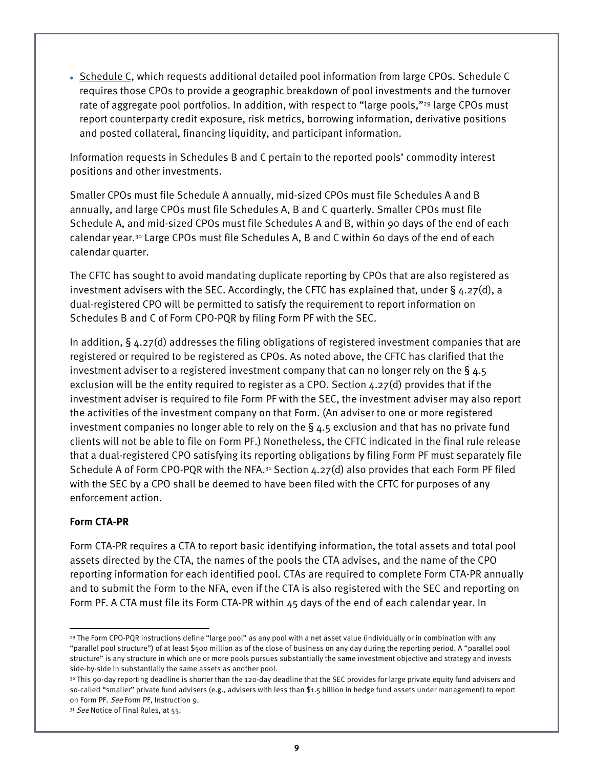- Schedule C, which requests additional detailed pool information from large CPOs. Schedule C requires those CPOs to provide a geographic breakdown of pool investments and the turnover rate of aggregate pool portfolios. In addition, with respect to "large pools,"[29] large CPOs must report counterparty credit exposure, risk metrics, borrowing information, derivative positions and posted collateral, financing liquidity, and participant information.

Information requests in Schedules B and C pertain to the reported pools' commodity interest positions and other investments.

Smaller CPOs must file Schedule A annually, mid-sized CPOs must file Schedules A and B annually, and large CPOs must file Schedules A, B and C quarterly. Smaller CPOs must file Schedule A, and mid-sized CPOs must file Schedules A and B, within 90 days of the end of each calendar year.[30] Large CPOs must file Schedules A, B and C within 60 days of the end of each calendar quarter.

The CFTC has sought to avoid mandating duplicate reporting by CPOs that are also registered as investment advisers with the SEC. Accordingly, the CFTC has explained that, under § 4.27(d), a dual-registered CPO will be permitted to satisfy the requirement to report information on Schedules B and C of Form CPO-PQR by filing Form PF with the SEC.

In addition, § 4.27(d) addresses the filing obligations of registered investment companies that are registered or required to be registered as CPOs. As noted above, the CFTC has clarified that the investment adviser to a registered investment company that can no longer rely on the § 4.5 exclusion will be the entity required to register as a CPO. Section 4.27(d) provides that if the investment adviser is required to file Form PF with the SEC, the investment adviser may also report the activities of the investment company on that Form. (An adviser to one or more registered investment companies no longer able to rely on the § 4.5 exclusion and that has no private fund clients will not be able to file on Form PF.) Nonetheless, the CFTC indicated in the final rule release that a dual-registered CPO satisfying its reporting obligations by filing Form PF must separately file Schedule A of Form CPO-PQR with the NFA.[31] Section 4.27(d) also provides that each Form PF filed with the SEC by a CPO shall be deemed to have been filed with the CFTC for purposes of any enforcement action.

**Form CTA-PR**

Form CTA-PR requires a CTA to report basic identifying information, the total assets and total pool assets directed by the CTA, the names of the pools the CTA advises, and the name of the CPO reporting information for each identified pool. CTAs are required to complete Form CTA-PR annually and to submit the Form to the NFA, even if the CTA is also registered with the SEC and reporting on Form PF. A CTA must file its Form CTA-PR within 45 days of the end of each calendar year. In

---

[29] The Form CPO-PQR instructions define "large pool" as any pool with a net asset value (individually or in combination with any "parallel pool structure") of at least $500 million as of the close of business on any day during the reporting period. A "parallel pool structure" is any structure in which one or more pools pursues substantially the same investment objective and strategy and invests side-by-side in substantially the same assets as another pool.

[30] This 90-day reporting deadline is shorter than the 120-day deadline that the SEC provides for large private equity fund advisers and so-called "smaller" private fund advisers (e.g., advisers with less than $1.5 billion in hedge fund assets under management) to report on Form PF. *See* Form PF, Instruction 9.

[31] *See* Notice of Final Rules, at 55.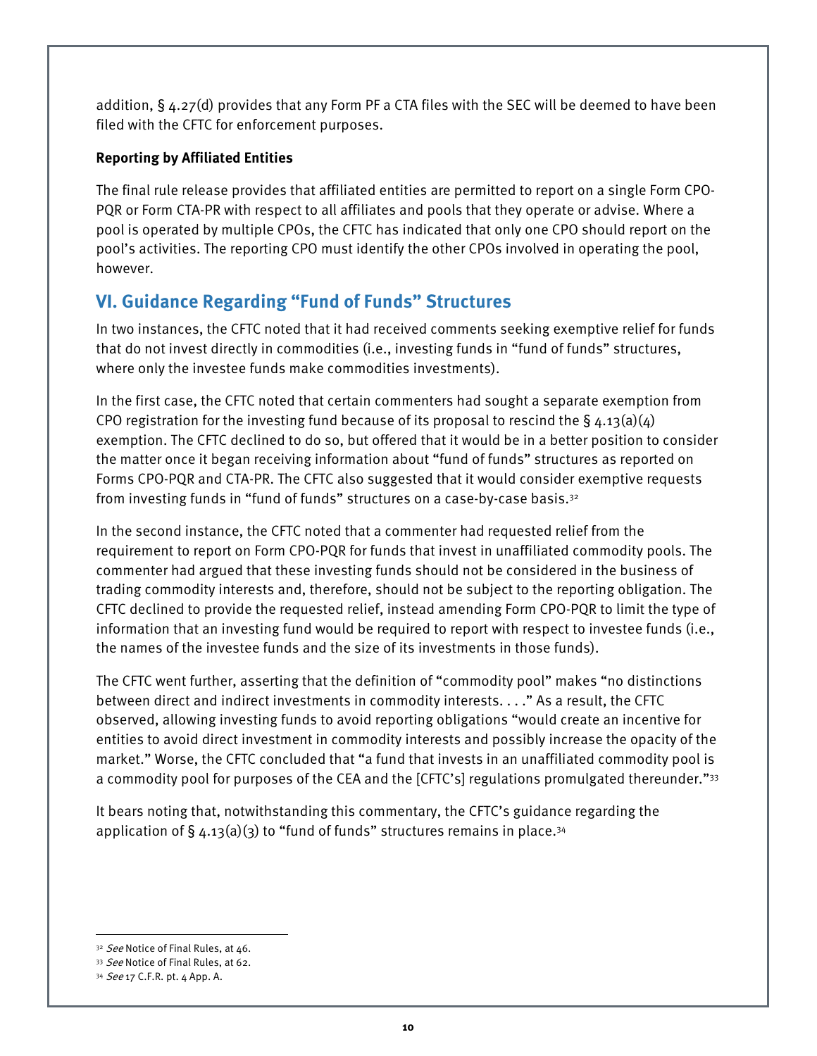addition, § 4.27(d) provides that any Form PF a CTA files with the SEC will be deemed to have been filed with the CFTC for enforcement purposes.

**Reporting by Affiliated Entities**

The final rule release provides that affiliated entities are permitted to report on a single Form CPO-PQR or Form CTA-PR with respect to all affiliates and pools that they operate or advise. Where a pool is operated by multiple CPOs, the CFTC has indicated that only one CPO should report on the pool's activities. The reporting CPO must identify the other CPOs involved in operating the pool, however.

## VI. Guidance Regarding "Fund of Funds" Structures

In two instances, the CFTC noted that it had received comments seeking exemptive relief for funds that do not invest directly in commodities (i.e., investing funds in "fund of funds" structures, where only the investee funds make commodities investments).

In the first case, the CFTC noted that certain commenters had sought a separate exemption from CPO registration for the investing fund because of its proposal to rescind the § 4.13(a)(4) exemption. The CFTC declined to do so, but offered that it would be in a better position to consider the matter once it began receiving information about "fund of funds" structures as reported on Forms CPO-PQR and CTA-PR. The CFTC also suggested that it would consider exemptive requests from investing funds in "fund of funds" structures on a case-by-case basis.[32]

In the second instance, the CFTC noted that a commenter had requested relief from the requirement to report on Form CPO-PQR for funds that invest in unaffiliated commodity pools. The commenter had argued that these investing funds should not be considered in the business of trading commodity interests and, therefore, should not be subject to the reporting obligation. The CFTC declined to provide the requested relief, instead amending Form CPO-PQR to limit the type of information that an investing fund would be required to report with respect to investee funds (i.e., the names of the investee funds and the size of its investments in those funds).

The CFTC went further, asserting that the definition of "commodity pool" makes "no distinctions between direct and indirect investments in commodity interests. . . ." As a result, the CFTC observed, allowing investing funds to avoid reporting obligations "would create an incentive for entities to avoid direct investment in commodity interests and possibly increase the opacity of the market." Worse, the CFTC concluded that "a fund that invests in an unaffiliated commodity pool is a commodity pool for purposes of the CEA and the [CFTC's] regulations promulgated thereunder."[33]

It bears noting that, notwithstanding this commentary, the CFTC's guidance regarding the application of § 4.13(a)(3) to "fund of funds" structures remains in place.[34]

---

[32] *See* Notice of Final Rules, at 46.

[33] *See* Notice of Final Rules, at 62.

[34] *See* 17 C.F.R. pt. 4 App. A.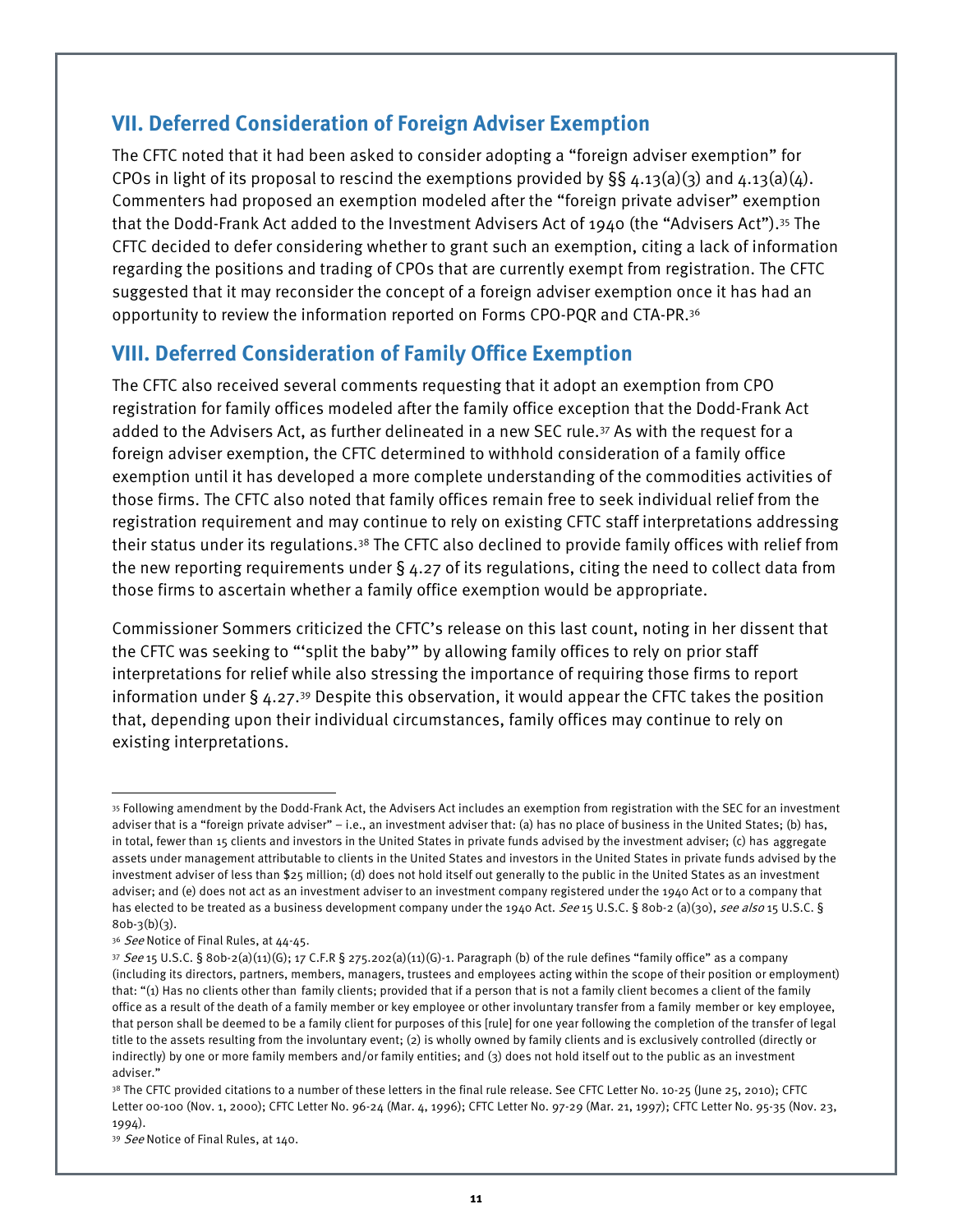## VII. Deferred Consideration of Foreign Adviser Exemption

The CFTC noted that it had been asked to consider adopting a "foreign adviser exemption" for CPOs in light of its proposal to rescind the exemptions provided by §§ 4.13(a)(3) and 4.13(a)(4). Commenters had proposed an exemption modeled after the "foreign private adviser" exemption that the Dodd-Frank Act added to the Investment Advisers Act of 1940 (the "Advisers Act").[35] The CFTC decided to defer considering whether to grant such an exemption, citing a lack of information regarding the positions and trading of CPOs that are currently exempt from registration. The CFTC suggested that it may reconsider the concept of a foreign adviser exemption once it has had an opportunity to review the information reported on Forms CPO-PQR and CTA-PR.[36]

## VIII. Deferred Consideration of Family Office Exemption

The CFTC also received several comments requesting that it adopt an exemption from CPO registration for family offices modeled after the family office exception that the Dodd-Frank Act added to the Advisers Act, as further delineated in a new SEC rule.[37] As with the request for a foreign adviser exemption, the CFTC determined to withhold consideration of a family office exemption until it has developed a more complete understanding of the commodities activities of those firms. The CFTC also noted that family offices remain free to seek individual relief from the registration requirement and may continue to rely on existing CFTC staff interpretations addressing their status under its regulations.[38] The CFTC also declined to provide family offices with relief from the new reporting requirements under § 4.27 of its regulations, citing the need to collect data from those firms to ascertain whether a family office exemption would be appropriate.

Commissioner Sommers criticized the CFTC's release on this last count, noting in her dissent that the CFTC was seeking to "'split the baby'" by allowing family offices to rely on prior staff interpretations for relief while also stressing the importance of requiring those firms to report information under § 4.27.[39] Despite this observation, it would appear the CFTC takes the position that, depending upon their individual circumstances, family offices may continue to rely on existing interpretations.

---

[35] Following amendment by the Dodd-Frank Act, the Advisers Act includes an exemption from registration with the SEC for an investment adviser that is a "foreign private adviser" – i.e., an investment adviser that: (a) has no place of business in the United States; (b) has, in total, fewer than 15 clients and investors in the United States in private funds advised by the investment adviser; (c) has aggregate assets under management attributable to clients in the United States and investors in the United States in private funds advised by the investment adviser of less than $25 million; (d) does not hold itself out generally to the public in the United States as an investment adviser; and (e) does not act as an investment adviser to an investment company registered under the 1940 Act or to a company that has elected to be treated as a business development company under the 1940 Act. *See* 15 U.S.C. § 80b-2 (a)(30), *see also* 15 U.S.C. § 80b-3(b)(3).

[36] *See* Notice of Final Rules, at 44-45.

[37] *See* 15 U.S.C. § 80b-2(a)(11)(G); 17 C.F.R § 275.202(a)(11)(G)-1. Paragraph (b) of the rule defines "family office" as a company (including its directors, partners, members, managers, trustees and employees acting within the scope of their position or employment) that: "(1) Has no clients other than family clients; provided that if a person that is not a family client becomes a client of the family office as a result of the death of a family member or key employee or other involuntary transfer from a family member or key employee, that person shall be deemed to be a family client for purposes of this [rule] for one year following the completion of the transfer of legal title to the assets resulting from the involuntary event; (2) is wholly owned by family clients and is exclusively controlled (directly or indirectly) by one or more family members and/or family entities; and (3) does not hold itself out to the public as an investment adviser."

[38] The CFTC provided citations to a number of these letters in the final rule release. See CFTC Letter No. 10-25 (June 25, 2010); CFTC Letter 00-100 (Nov. 1, 2000); CFTC Letter No. 96-24 (Mar. 4, 1996); CFTC Letter No. 97-29 (Mar. 21, 1997); CFTC Letter No. 95-35 (Nov. 23, 1994).

[39] *See* Notice of Final Rules, at 140.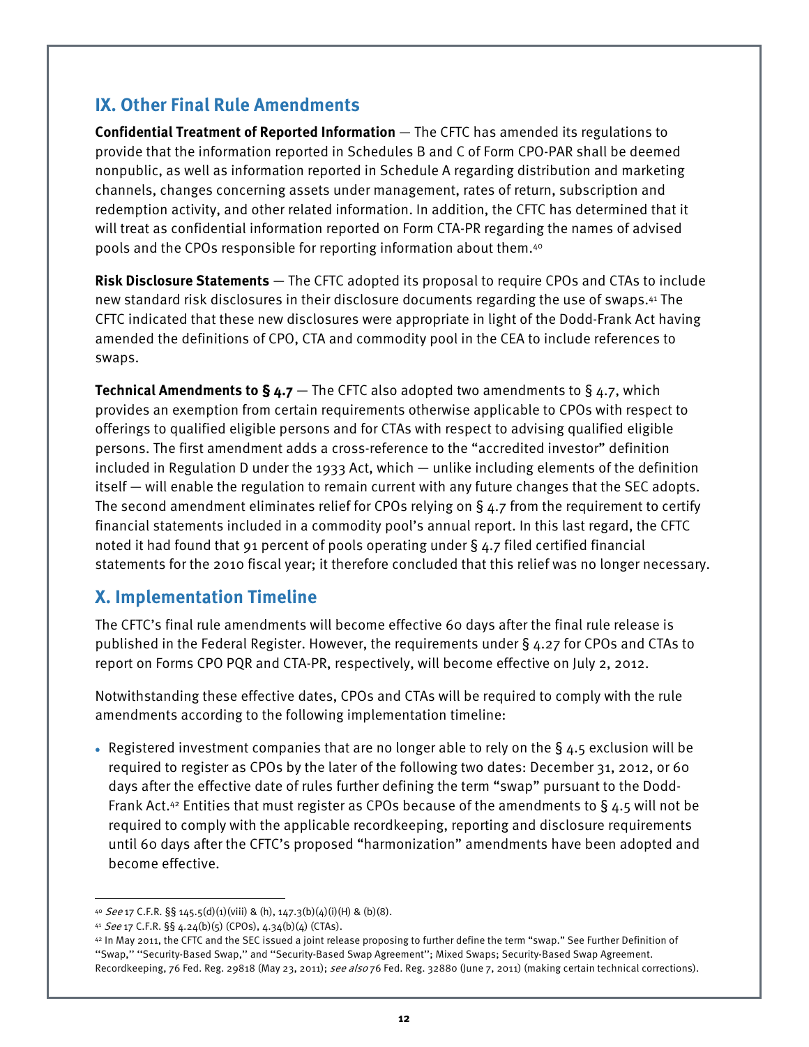## IX. Other Final Rule Amendments

**Confidential Treatment of Reported Information** — The CFTC has amended its regulations to provide that the information reported in Schedules B and C of Form CPO-PAR shall be deemed nonpublic, as well as information reported in Schedule A regarding distribution and marketing channels, changes concerning assets under management, rates of return, subscription and redemption activity, and other related information. In addition, the CFTC has determined that it will treat as confidential information reported on Form CTA-PR regarding the names of advised pools and the CPOs responsible for reporting information about them.[40]

**Risk Disclosure Statements** — The CFTC adopted its proposal to require CPOs and CTAs to include new standard risk disclosures in their disclosure documents regarding the use of swaps.[41] The CFTC indicated that these new disclosures were appropriate in light of the Dodd-Frank Act having amended the definitions of CPO, CTA and commodity pool in the CEA to include references to swaps.

**Technical Amendments to § 4.7** — The CFTC also adopted two amendments to § 4.7, which provides an exemption from certain requirements otherwise applicable to CPOs with respect to offerings to qualified eligible persons and for CTAs with respect to advising qualified eligible persons. The first amendment adds a cross-reference to the "accredited investor" definition included in Regulation D under the 1933 Act, which — unlike including elements of the definition itself — will enable the regulation to remain current with any future changes that the SEC adopts. The second amendment eliminates relief for CPOs relying on § 4.7 from the requirement to certify financial statements included in a commodity pool's annual report. In this last regard, the CFTC noted it had found that 91 percent of pools operating under § 4.7 filed certified financial statements for the 2010 fiscal year; it therefore concluded that this relief was no longer necessary.

## X. Implementation Timeline

The CFTC's final rule amendments will become effective 60 days after the final rule release is published in the Federal Register. However, the requirements under § 4.27 for CPOs and CTAs to report on Forms CPO PQR and CTA-PR, respectively, will become effective on July 2, 2012.

Notwithstanding these effective dates, CPOs and CTAs will be required to comply with the rule amendments according to the following implementation timeline:

- Registered investment companies that are no longer able to rely on the § 4.5 exclusion will be required to register as CPOs by the later of the following two dates: December 31, 2012, or 60 days after the effective date of rules further defining the term "swap" pursuant to the Dodd-Frank Act.[42] Entities that must register as CPOs because of the amendments to § 4.5 will not be required to comply with the applicable recordkeeping, reporting and disclosure requirements until 60 days after the CFTC's proposed "harmonization" amendments have been adopted and become effective.

---

[40] *See* 17 C.F.R. §§ 145.5(d)(1)(viii) & (h), 147.3(b)(4)(i)(H) & (b)(8).

[41] *See* 17 C.F.R. §§ 4.24(b)(5) (CPOs), 4.34(b)(4) (CTAs).

[42] In May 2011, the CFTC and the SEC issued a joint release proposing to further define the term "swap." See Further Definition of ''Swap,'' ''Security-Based Swap,'' and ''Security-Based Swap Agreement''; Mixed Swaps; Security-Based Swap Agreement. Recordkeeping, 76 Fed. Reg. 29818 (May 23, 2011); *see also* 76 Fed. Reg. 32880 (June 7, 2011) (making certain technical corrections).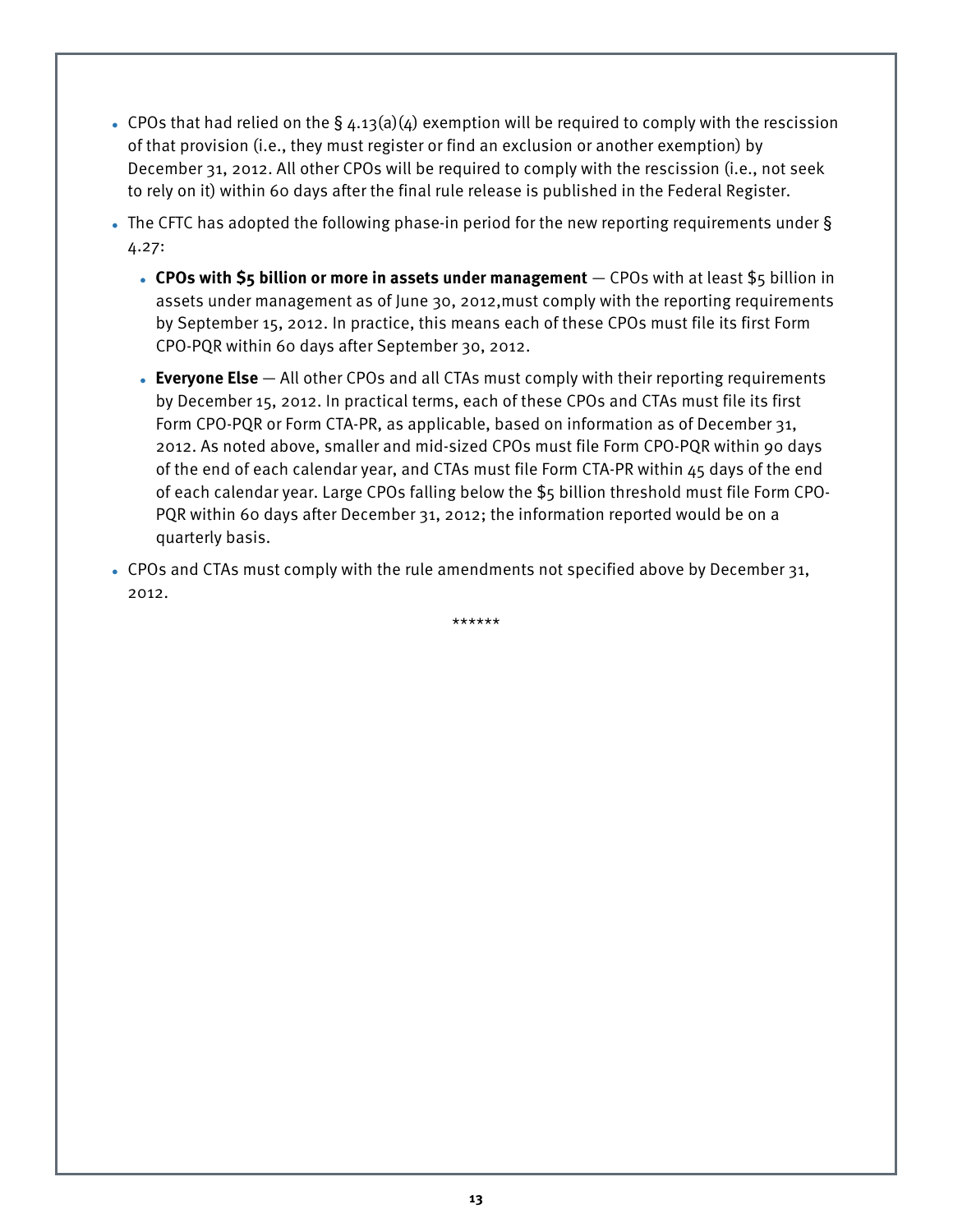- CPOs that had relied on the § 4.13(a)(4) exemption will be required to comply with the rescission of that provision (i.e., they must register or find an exclusion or another exemption) by December 31, 2012. All other CPOs will be required to comply with the rescission (i.e., not seek to rely on it) within 60 days after the final rule release is published in the Federal Register.
- The CFTC has adopted the following phase-in period for the new reporting requirements under § 4.27:
  - **CPOs with $5 billion or more in assets under management** — CPOs with at least $5 billion in assets under management as of June 30, 2012,must comply with the reporting requirements by September 15, 2012. In practice, this means each of these CPOs must file its first Form CPO-PQR within 60 days after September 30, 2012.
  - **Everyone Else** — All other CPOs and all CTAs must comply with their reporting requirements by December 15, 2012. In practical terms, each of these CPOs and CTAs must file its first Form CPO-PQR or Form CTA-PR, as applicable, based on information as of December 31, 2012. As noted above, smaller and mid-sized CPOs must file Form CPO-PQR within 90 days of the end of each calendar year, and CTAs must file Form CTA-PR within 45 days of the end of each calendar year. Large CPOs falling below the $5 billion threshold must file Form CPO-PQR within 60 days after December 31, 2012; the information reported would be on a quarterly basis.
- CPOs and CTAs must comply with the rule amendments not specified above by December 31, 2012.

******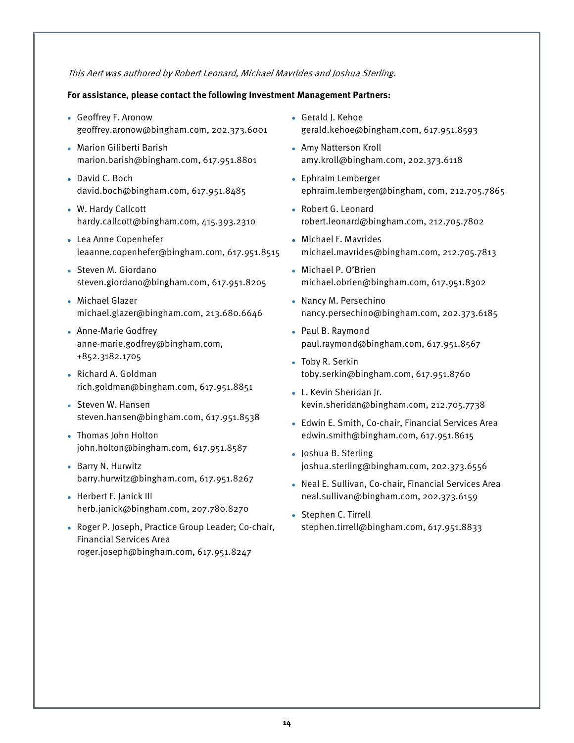*This Aert was authored by Robert Leonard, Michael Mavrides and Joshua Sterling.*

**For assistance, please contact the following Investment Management Partners:**

- Geoffrey F. Aronow
  geoffrey.aronow@bingham.com, 202.373.6001
- Marion Giliberti Barish
  marion.barish@bingham.com, 617.951.8801
- David C. Boch
  david.boch@bingham.com, 617.951.8485
- W. Hardy Callcott
  hardy.callcott@bingham.com, 415.393.2310
- Lea Anne Copenhefer
  leaanne.copenhefer@bingham.com, 617.951.8515
- Steven M. Giordano
  steven.giordano@bingham.com, 617.951.8205
- Michael Glazer
  michael.glazer@bingham.com, 213.680.6646
- Anne-Marie Godfrey
  anne-marie.godfrey@bingham.com, +852.3182.1705
- Richard A. Goldman
  rich.goldman@bingham.com, 617.951.8851
- Steven W. Hansen
  steven.hansen@bingham.com, 617.951.8538
- Thomas John Holton
  john.holton@bingham.com, 617.951.8587
- Barry N. Hurwitz
  barry.hurwitz@bingham.com, 617.951.8267
- Herbert F. Janick III
  herb.janick@bingham.com, 207.780.8270
- Roger P. Joseph, Practice Group Leader; Co-chair, Financial Services Area
  roger.joseph@bingham.com, 617.951.8247
- Gerald J. Kehoe
  gerald.kehoe@bingham.com, 617.951.8593
- Amy Natterson Kroll
  amy.kroll@bingham.com, 202.373.6118
- Ephraim Lemberger
  ephraim.lemberger@bingham, com, 212.705.7865
- Robert G. Leonard
  robert.leonard@bingham.com, 212.705.7802
- Michael F. Mavrides
  michael.mavrides@bingham.com, 212.705.7813
- Michael P. O'Brien
  michael.obrien@bingham.com, 617.951.8302
- Nancy M. Persechino
  nancy.persechino@bingham.com, 202.373.6185
- Paul B. Raymond
  paul.raymond@bingham.com, 617.951.8567
- Toby R. Serkin
  toby.serkin@bingham.com, 617.951.8760
- L. Kevin Sheridan Jr.
  kevin.sheridan@bingham.com, 212.705.7738
- Edwin E. Smith, Co-chair, Financial Services Area
  edwin.smith@bingham.com, 617.951.8615
- Joshua B. Sterling
  joshua.sterling@bingham.com, 202.373.6556
- Neal E. Sullivan, Co-chair, Financial Services Area
  neal.sullivan@bingham.com, 202.373.6159
- Stephen C. Tirrell
  stephen.tirrell@bingham.com, 617.951.8833